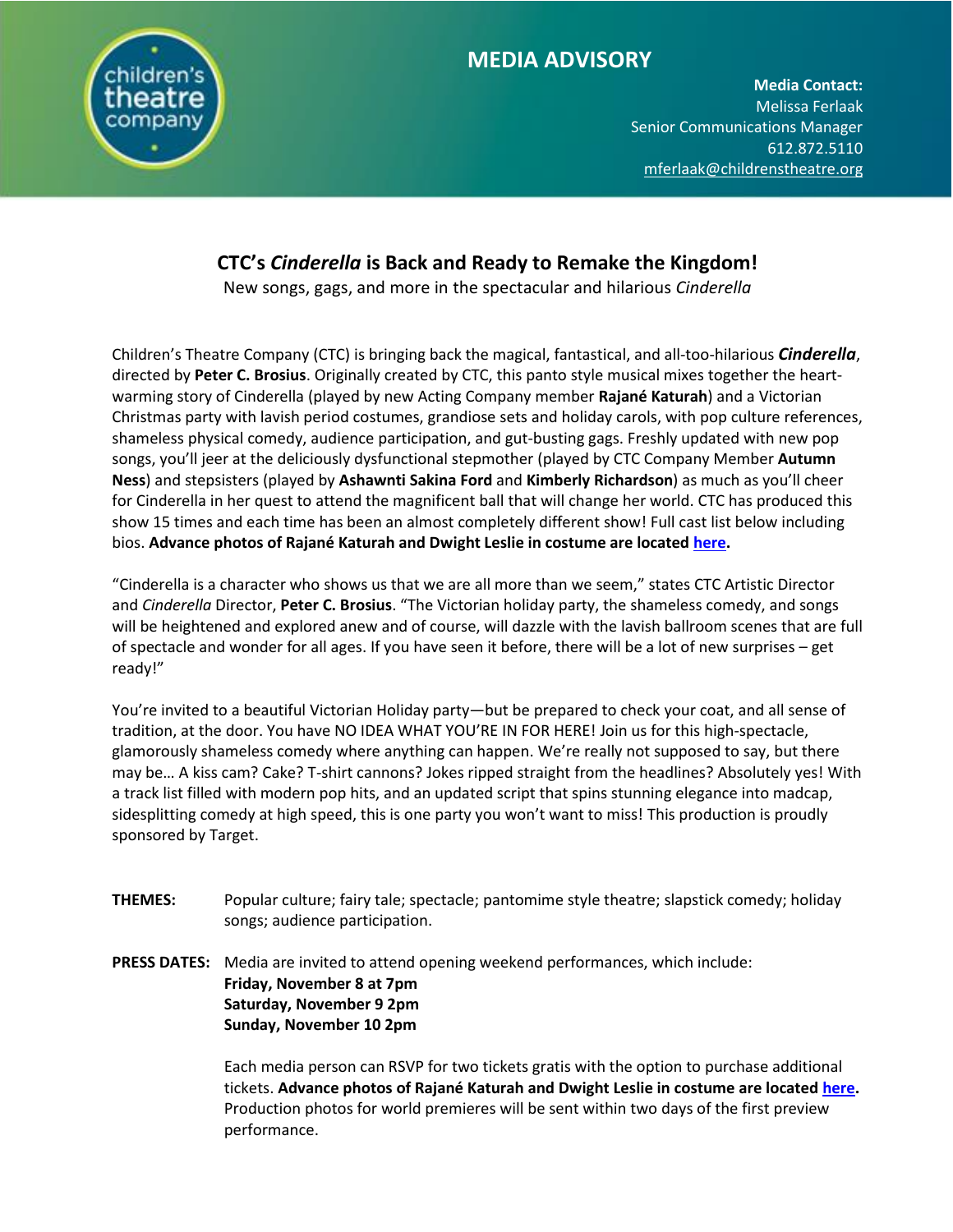# MEDIA ADVISORY

**Media Contact:**
Melissa Ferlaak
Senior Communications Manager
612.872.5110
mferlaak@childrenstheatre.org

## CTC's *Cinderella* is Back and Ready to Remake the Kingdom!

New songs, gags, and more in the spectacular and hilarious *Cinderella*

Children's Theatre Company (CTC) is bringing back the magical, fantastical, and all-too-hilarious ***Cinderella***, directed by **Peter C. Brosius**. Originally created by CTC, this panto style musical mixes together the heart-warming story of Cinderella (played by new Acting Company member **Rajané Katurah**) and a Victorian Christmas party with lavish period costumes, grandiose sets and holiday carols, with pop culture references, shameless physical comedy, audience participation, and gut-busting gags. Freshly updated with new pop songs, you'll jeer at the deliciously dysfunctional stepmother (played by CTC Company Member **Autumn Ness**) and stepsisters (played by **Ashawnti Sakina Ford** and **Kimberly Richardson**) as much as you'll cheer for Cinderella in her quest to attend the magnificent ball that will change her world. CTC has produced this show 15 times and each time has been an almost completely different show! Full cast list below including bios. **Advance photos of Rajané Katurah and Dwight Leslie in costume are located here.**

"Cinderella is a character who shows us that we are all more than we seem," states CTC Artistic Director and *Cinderella* Director, **Peter C. Brosius**. "The Victorian holiday party, the shameless comedy, and songs will be heightened and explored anew and of course, will dazzle with the lavish ballroom scenes that are full of spectacle and wonder for all ages. If you have seen it before, there will be a lot of new surprises – get ready!"

You're invited to a beautiful Victorian Holiday party—but be prepared to check your coat, and all sense of tradition, at the door. You have NO IDEA WHAT YOU'RE IN FOR HERE! Join us for this high-spectacle, glamorously shameless comedy where anything can happen. We're really not supposed to say, but there may be… A kiss cam? Cake? T-shirt cannons? Jokes ripped straight from the headlines? Absolutely yes! With a track list filled with modern pop hits, and an updated script that spins stunning elegance into madcap, sidesplitting comedy at high speed, this is one party you won't want to miss! This production is proudly sponsored by Target.

**THEMES:** Popular culture; fairy tale; spectacle; pantomime style theatre; slapstick comedy; holiday songs; audience participation.

**PRESS DATES:** Media are invited to attend opening weekend performances, which include:
**Friday, November 8 at 7pm**
**Saturday, November 9 2pm**
**Sunday, November 10 2pm**

Each media person can RSVP for two tickets gratis with the option to purchase additional tickets. **Advance photos of Rajané Katurah and Dwight Leslie in costume are located here.** Production photos for world premieres will be sent within two days of the first preview performance.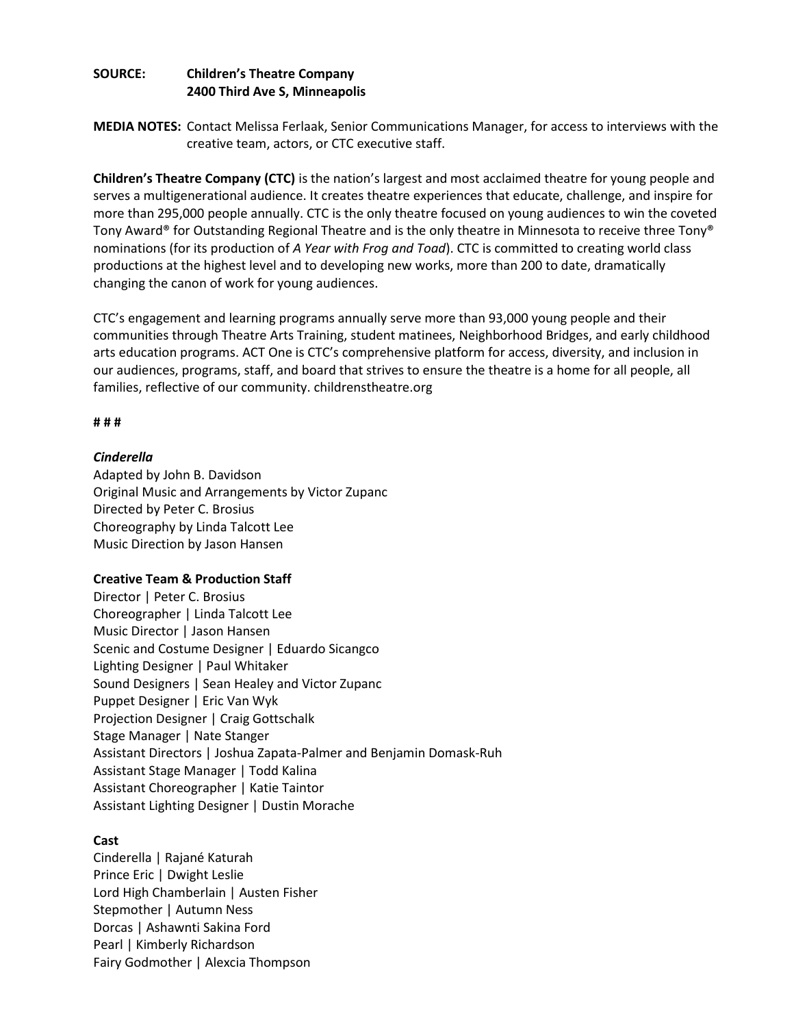**SOURCE:** **Children's Theatre Company**
**2400 Third Ave S, Minneapolis**

**MEDIA NOTES:** Contact Melissa Ferlaak, Senior Communications Manager, for access to interviews with the creative team, actors, or CTC executive staff.

**Children's Theatre Company (CTC)** is the nation's largest and most acclaimed theatre for young people and serves a multigenerational audience. It creates theatre experiences that educate, challenge, and inspire for more than 295,000 people annually. CTC is the only theatre focused on young audiences to win the coveted Tony Award® for Outstanding Regional Theatre and is the only theatre in Minnesota to receive three Tony® nominations (for its production of *A Year with Frog and Toad*). CTC is committed to creating world class productions at the highest level and to developing new works, more than 200 to date, dramatically changing the canon of work for young audiences.

CTC's engagement and learning programs annually serve more than 93,000 young people and their communities through Theatre Arts Training, student matinees, Neighborhood Bridges, and early childhood arts education programs. ACT One is CTC's comprehensive platform for access, diversity, and inclusion in our audiences, programs, staff, and board that strives to ensure the theatre is a home for all people, all families, reflective of our community. childrenstheatre.org

**# # #**

***Cinderella***
Adapted by John B. Davidson
Original Music and Arrangements by Victor Zupanc
Directed by Peter C. Brosius
Choreography by Linda Talcott Lee
Music Direction by Jason Hansen

**Creative Team & Production Staff**
Director | Peter C. Brosius
Choreographer | Linda Talcott Lee
Music Director | Jason Hansen
Scenic and Costume Designer | Eduardo Sicangco
Lighting Designer | Paul Whitaker
Sound Designers | Sean Healey and Victor Zupanc
Puppet Designer | Eric Van Wyk
Projection Designer | Craig Gottschalk
Stage Manager | Nate Stanger
Assistant Directors | Joshua Zapata-Palmer and Benjamin Domask-Ruh
Assistant Stage Manager | Todd Kalina
Assistant Choreographer | Katie Taintor
Assistant Lighting Designer | Dustin Morache

**Cast**
Cinderella | Rajané Katurah
Prince Eric | Dwight Leslie
Lord High Chamberlain | Austen Fisher
Stepmother | Autumn Ness
Dorcas | Ashawnti Sakina Ford
Pearl | Kimberly Richardson
Fairy Godmother | Alexcia Thompson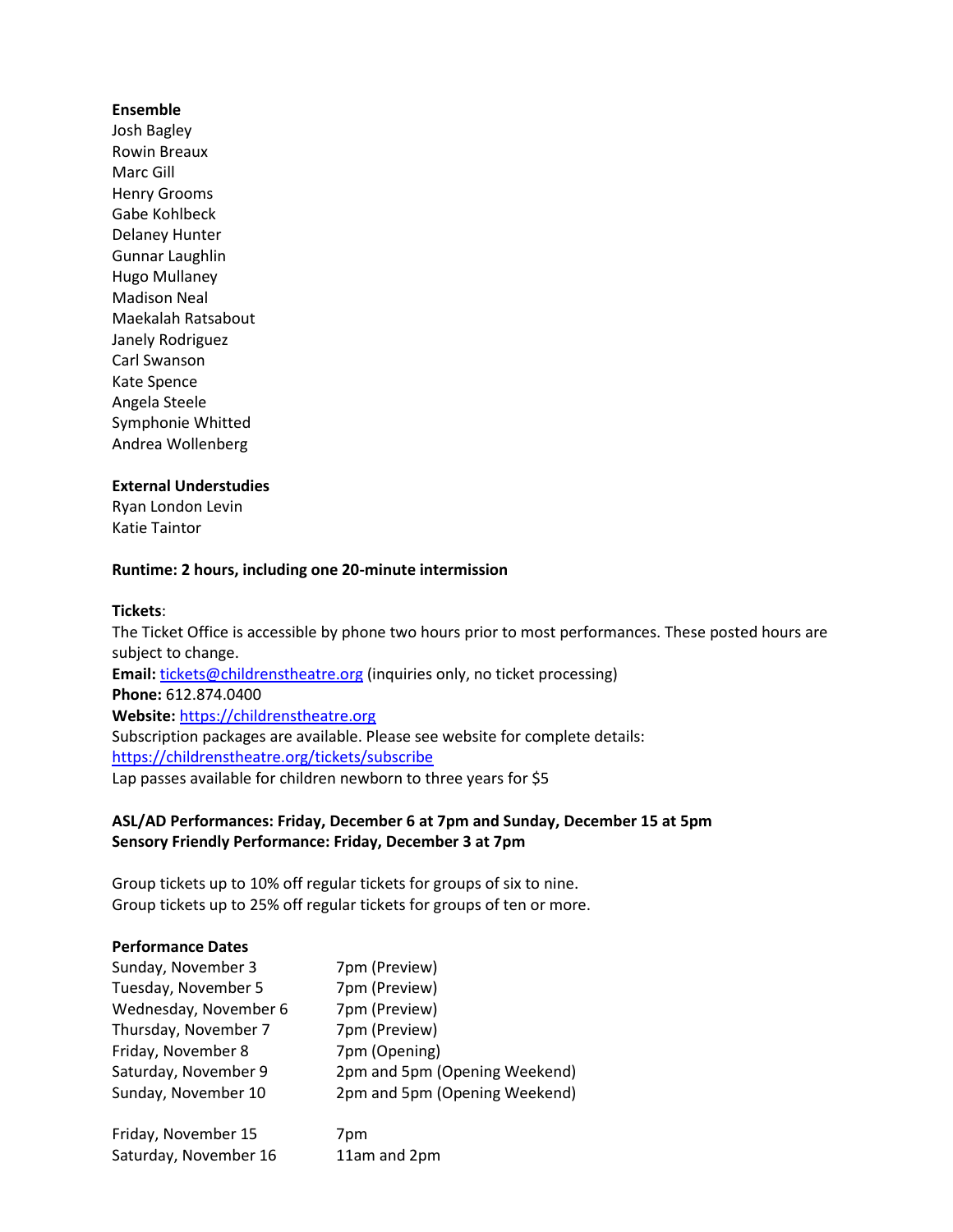**Ensemble**
Josh Bagley
Rowin Breaux
Marc Gill
Henry Grooms
Gabe Kohlbeck
Delaney Hunter
Gunnar Laughlin
Hugo Mullaney
Madison Neal
Maekalah Ratsabout
Janely Rodriguez
Carl Swanson
Kate Spence
Angela Steele
Symphonie Whitted
Andrea Wollenberg

**External Understudies**
Ryan London Levin
Katie Taintor

**Runtime: 2 hours, including one 20-minute intermission**

**Tickets**:
The Ticket Office is accessible by phone two hours prior to most performances. These posted hours are subject to change.
**Email:** tickets@childrenstheatre.org (inquiries only, no ticket processing)
**Phone:** 612.874.0400
**Website:** https://childrenstheatre.org
Subscription packages are available. Please see website for complete details:
https://childrenstheatre.org/tickets/subscribe
Lap passes available for children newborn to three years for $5

**ASL/AD Performances: Friday, December 6 at 7pm and Sunday, December 15 at 5pm**
**Sensory Friendly Performance: Friday, December 3 at 7pm**

Group tickets up to 10% off regular tickets for groups of six to nine.
Group tickets up to 25% off regular tickets for groups of ten or more.

**Performance Dates**

| | |
|---|---|
| Sunday, November 3 | 7pm (Preview) |
| Tuesday, November 5 | 7pm (Preview) |
| Wednesday, November 6 | 7pm (Preview) |
| Thursday, November 7 | 7pm (Preview) |
| Friday, November 8 | 7pm (Opening) |
| Saturday, November 9 | 2pm and 5pm (Opening Weekend) |
| Sunday, November 10 | 2pm and 5pm (Opening Weekend) |
| | |
| Friday, November 15 | 7pm |
| Saturday, November 16 | 11am and 2pm |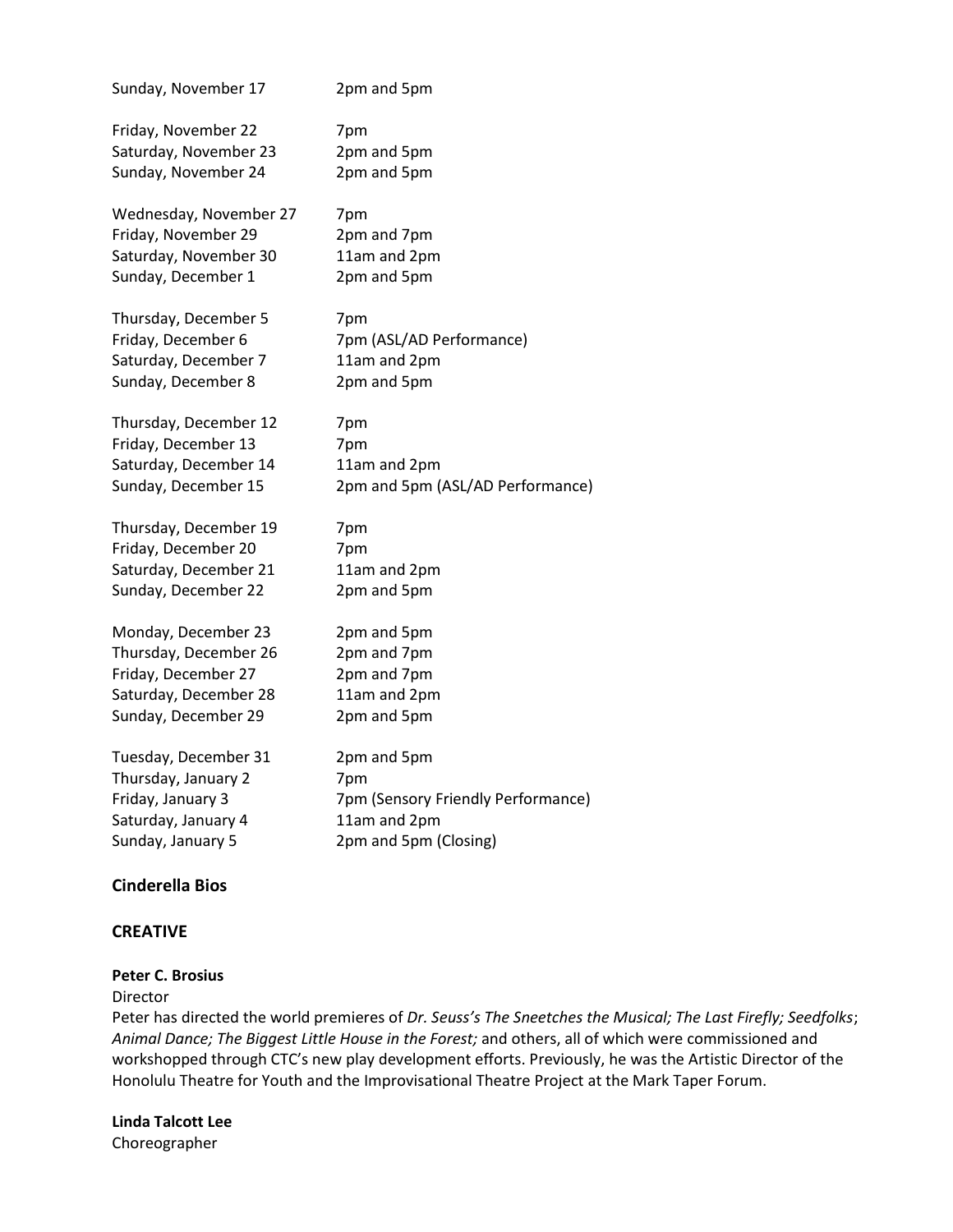Sunday, November 17 2pm and 5pm

Friday, November 22 7pm
Saturday, November 23 2pm and 5pm
Sunday, November 24 2pm and 5pm

Wednesday, November 27 7pm
Friday, November 29 2pm and 7pm
Saturday, November 30 11am and 2pm
Sunday, December 1 2pm and 5pm

Thursday, December 5 7pm
Friday, December 6 7pm (ASL/AD Performance)
Saturday, December 7 11am and 2pm
Sunday, December 8 2pm and 5pm

Thursday, December 12 7pm
Friday, December 13 7pm
Saturday, December 14 11am and 2pm
Sunday, December 15 2pm and 5pm (ASL/AD Performance)

Thursday, December 19 7pm
Friday, December 20 7pm
Saturday, December 21 11am and 2pm
Sunday, December 22 2pm and 5pm

Monday, December 23 2pm and 5pm
Thursday, December 26 2pm and 7pm
Friday, December 27 2pm and 7pm
Saturday, December 28 11am and 2pm
Sunday, December 29 2pm and 5pm

Tuesday, December 31 2pm and 5pm
Thursday, January 2 7pm
Friday, January 3 7pm (Sensory Friendly Performance)
Saturday, January 4 11am and 2pm
Sunday, January 5 2pm and 5pm (Closing)

## Cinderella Bios

## CREATIVE

**Peter C. Brosius**
Director
Peter has directed the world premieres of *Dr. Seuss's The Sneetches the Musical; The Last Firefly; Seedfolks*; *Animal Dance; The Biggest Little House in the Forest;* and others, all of which were commissioned and workshopped through CTC's new play development efforts. Previously, he was the Artistic Director of the Honolulu Theatre for Youth and the Improvisational Theatre Project at the Mark Taper Forum.

**Linda Talcott Lee**
Choreographer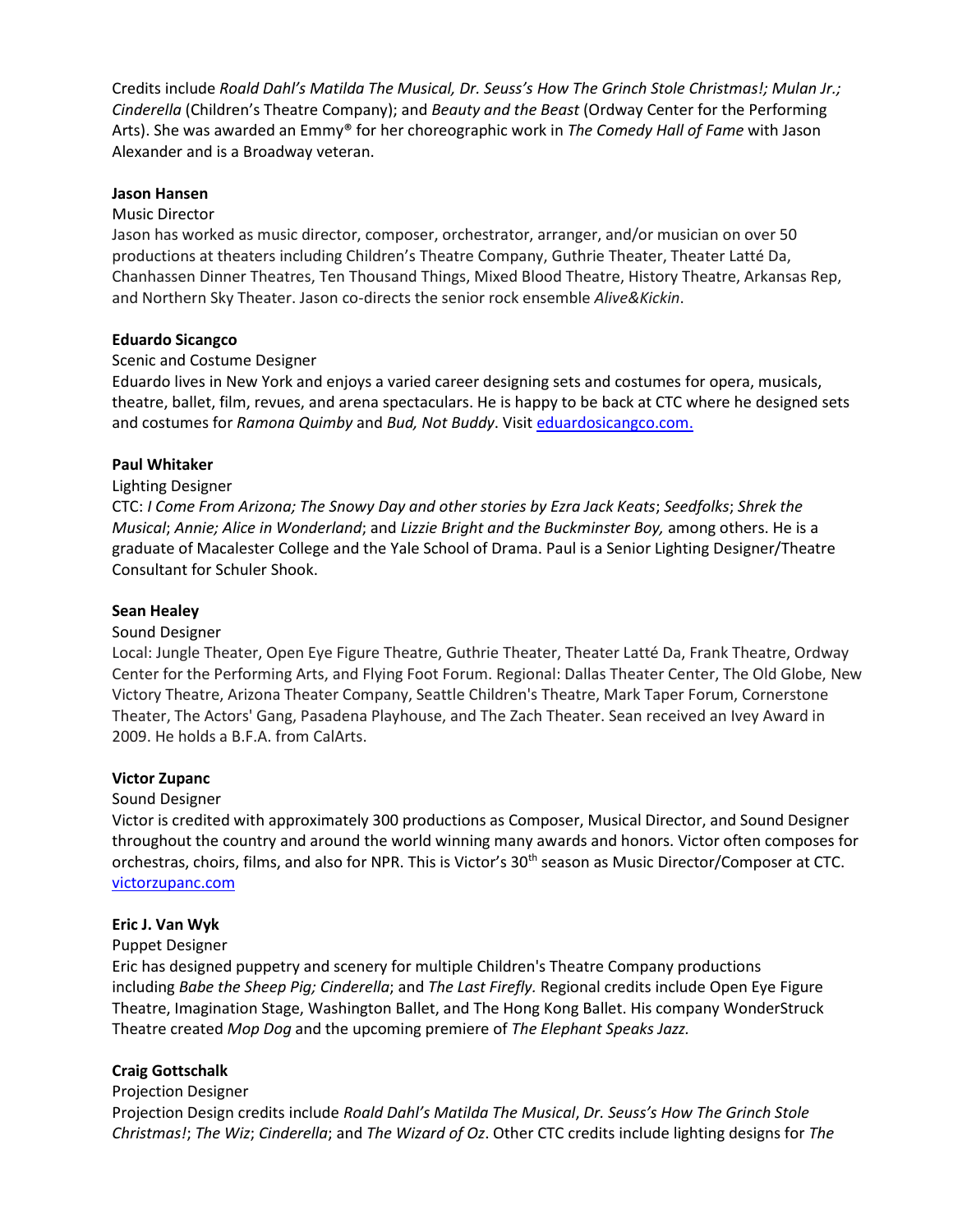Credits include *Roald Dahl's Matilda The Musical, Dr. Seuss's How The Grinch Stole Christmas!; Mulan Jr.; Cinderella* (Children's Theatre Company); and *Beauty and the Beast* (Ordway Center for the Performing Arts). She was awarded an Emmy® for her choreographic work in *The Comedy Hall of Fame* with Jason Alexander and is a Broadway veteran.

**Jason Hansen**

Music Director

Jason has worked as music director, composer, orchestrator, arranger, and/or musician on over 50 productions at theaters including Children's Theatre Company, Guthrie Theater, Theater Latté Da, Chanhassen Dinner Theatres, Ten Thousand Things, Mixed Blood Theatre, History Theatre, Arkansas Rep, and Northern Sky Theater. Jason co-directs the senior rock ensemble *Alive&Kickin*.

**Eduardo Sicangco**

Scenic and Costume Designer

Eduardo lives in New York and enjoys a varied career designing sets and costumes for opera, musicals, theatre, ballet, film, revues, and arena spectaculars. He is happy to be back at CTC where he designed sets and costumes for *Ramona Quimby* and *Bud, Not Buddy*. Visit [eduardosicangco.com.](eduardosicangco.com)

**Paul Whitaker**

Lighting Designer

CTC: *I Come From Arizona; The Snowy Day and other stories by Ezra Jack Keats*; *Seedfolks*; *Shrek the Musical*; *Annie; Alice in Wonderland*; and *Lizzie Bright and the Buckminster Boy,* among others. He is a graduate of Macalester College and the Yale School of Drama. Paul is a Senior Lighting Designer/Theatre Consultant for Schuler Shook.

**Sean Healey**

Sound Designer

Local: Jungle Theater, Open Eye Figure Theatre, Guthrie Theater, Theater Latté Da, Frank Theatre, Ordway Center for the Performing Arts, and Flying Foot Forum. Regional: Dallas Theater Center, The Old Globe, New Victory Theatre, Arizona Theater Company, Seattle Children's Theatre, Mark Taper Forum, Cornerstone Theater, The Actors' Gang, Pasadena Playhouse, and The Zach Theater. Sean received an Ivey Award in 2009. He holds a B.F.A. from CalArts.

**Victor Zupanc**

Sound Designer

Victor is credited with approximately 300 productions as Composer, Musical Director, and Sound Designer throughout the country and around the world winning many awards and honors. Victor often composes for orchestras, choirs, films, and also for NPR. This is Victor's 30th season as Music Director/Composer at CTC. [victorzupanc.com](victorzupanc.com)

**Eric J. Van Wyk**

Puppet Designer

Eric has designed puppetry and scenery for multiple Children's Theatre Company productions including *Babe the Sheep Pig; Cinderella*; and *The Last Firefly.* Regional credits include Open Eye Figure Theatre, Imagination Stage, Washington Ballet, and The Hong Kong Ballet. His company WonderStruck Theatre created *Mop Dog* and the upcoming premiere of *The Elephant Speaks Jazz.*

**Craig Gottschalk**

Projection Designer

Projection Design credits include *Roald Dahl's Matilda The Musical*, *Dr. Seuss's How The Grinch Stole Christmas!*; *The Wiz*; *Cinderella*; and *The Wizard of Oz*. Other CTC credits include lighting designs for *The*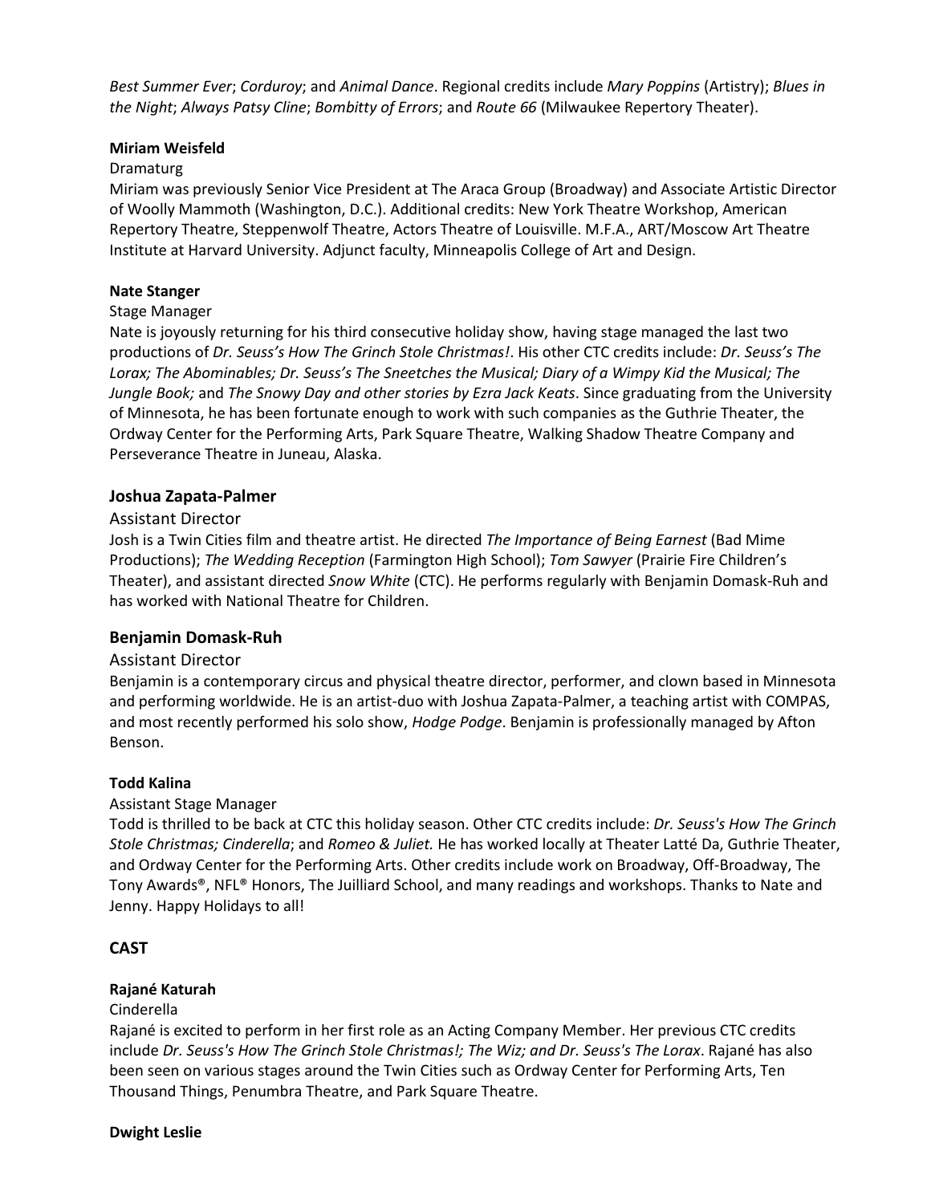*Best Summer Ever*; *Corduroy*; and *Animal Dance*. Regional credits include *Mary Poppins* (Artistry); *Blues in the Night*; *Always Patsy Cline*; *Bombitty of Errors*; and *Route 66* (Milwaukee Repertory Theater).

**Miriam Weisfeld**

Dramaturg

Miriam was previously Senior Vice President at The Araca Group (Broadway) and Associate Artistic Director of Woolly Mammoth (Washington, D.C.). Additional credits: New York Theatre Workshop, American Repertory Theatre, Steppenwolf Theatre, Actors Theatre of Louisville. M.F.A., ART/Moscow Art Theatre Institute at Harvard University. Adjunct faculty, Minneapolis College of Art and Design.

**Nate Stanger**

Stage Manager

Nate is joyously returning for his third consecutive holiday show, having stage managed the last two productions of *Dr. Seuss's How The Grinch Stole Christmas!*. His other CTC credits include: *Dr. Seuss's The Lorax; The Abominables; Dr. Seuss's The Sneetches the Musical; Diary of a Wimpy Kid the Musical; The Jungle Book;* and *The Snowy Day and other stories by Ezra Jack Keats*. Since graduating from the University of Minnesota, he has been fortunate enough to work with such companies as the Guthrie Theater, the Ordway Center for the Performing Arts, Park Square Theatre, Walking Shadow Theatre Company and Perseverance Theatre in Juneau, Alaska.

### Joshua Zapata-Palmer

Assistant Director

Josh is a Twin Cities film and theatre artist. He directed *The Importance of Being Earnest* (Bad Mime Productions); *The Wedding Reception* (Farmington High School); *Tom Sawyer* (Prairie Fire Children's Theater), and assistant directed *Snow White* (CTC). He performs regularly with Benjamin Domask-Ruh and has worked with National Theatre for Children.

### Benjamin Domask-Ruh

Assistant Director

Benjamin is a contemporary circus and physical theatre director, performer, and clown based in Minnesota and performing worldwide. He is an artist-duo with Joshua Zapata-Palmer, a teaching artist with COMPAS, and most recently performed his solo show, *Hodge Podge*. Benjamin is professionally managed by Afton Benson.

**Todd Kalina**

Assistant Stage Manager

Todd is thrilled to be back at CTC this holiday season. Other CTC credits include: *Dr. Seuss's How The Grinch Stole Christmas; Cinderella*; and *Romeo & Juliet.* He has worked locally at Theater Latté Da, Guthrie Theater, and Ordway Center for the Performing Arts. Other credits include work on Broadway, Off-Broadway, The Tony Awards®, NFL® Honors, The Juilliard School, and many readings and workshops. Thanks to Nate and Jenny. Happy Holidays to all!

## CAST

**Rajané Katurah**

Cinderella

Rajané is excited to perform in her first role as an Acting Company Member. Her previous CTC credits include *Dr. Seuss's How The Grinch Stole Christmas!; The Wiz; and Dr. Seuss's The Lorax*. Rajané has also been seen on various stages around the Twin Cities such as Ordway Center for Performing Arts, Ten Thousand Things, Penumbra Theatre, and Park Square Theatre.

**Dwight Leslie**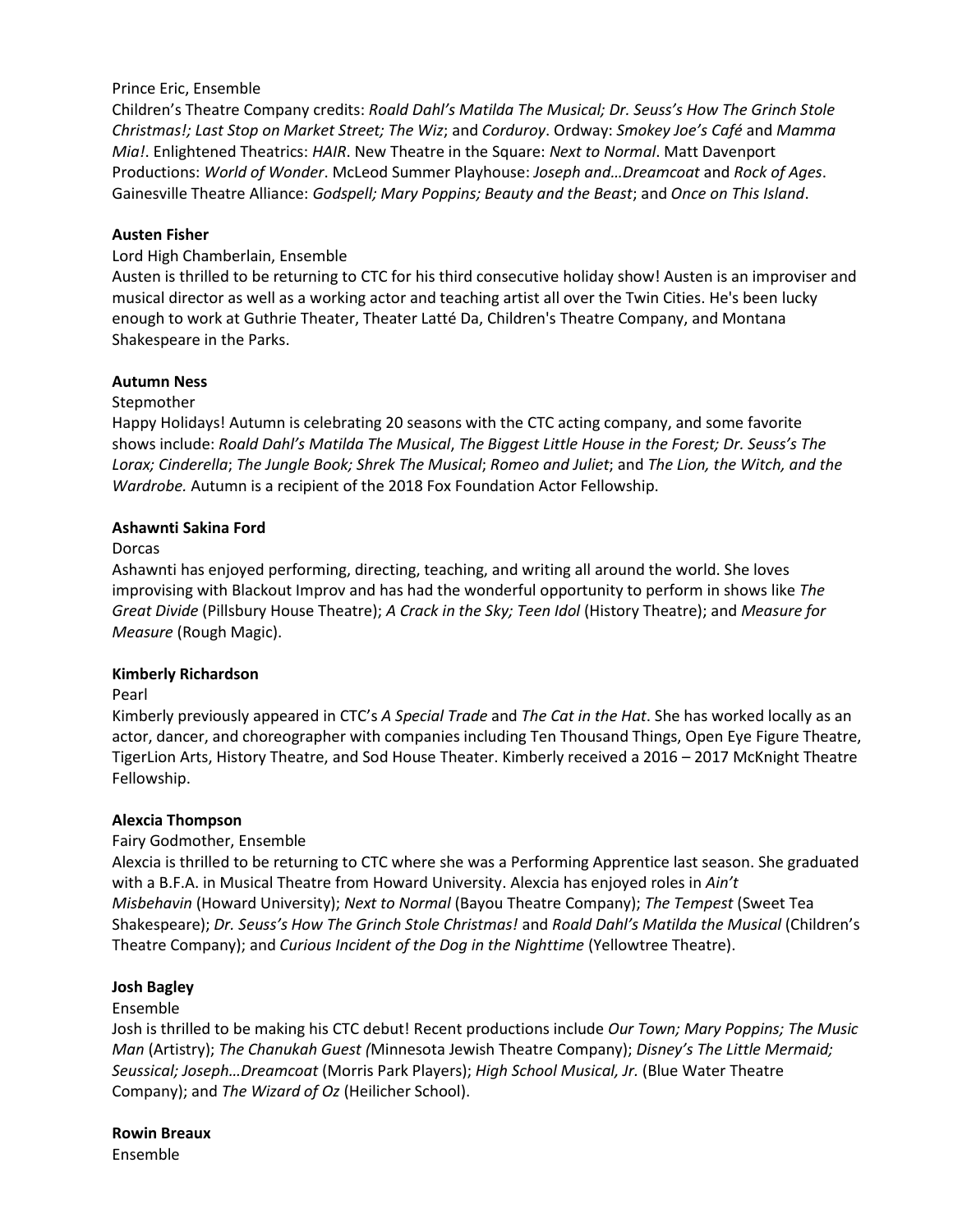Prince Eric, Ensemble

Children's Theatre Company credits: *Roald Dahl's Matilda The Musical; Dr. Seuss's How The Grinch Stole Christmas!; Last Stop on Market Street; The Wiz*; and *Corduroy*. Ordway: *Smokey Joe's Café* and *Mamma Mia!*. Enlightened Theatrics: *HAIR*. New Theatre in the Square: *Next to Normal*. Matt Davenport Productions: *World of Wonder*. McLeod Summer Playhouse: *Joseph and…Dreamcoat* and *Rock of Ages*. Gainesville Theatre Alliance: *Godspell; Mary Poppins; Beauty and the Beast*; and *Once on This Island*.

**Austen Fisher**

Lord High Chamberlain, Ensemble

Austen is thrilled to be returning to CTC for his third consecutive holiday show! Austen is an improviser and musical director as well as a working actor and teaching artist all over the Twin Cities. He's been lucky enough to work at Guthrie Theater, Theater Latté Da, Children's Theatre Company, and Montana Shakespeare in the Parks.

**Autumn Ness**

Stepmother

Happy Holidays! Autumn is celebrating 20 seasons with the CTC acting company, and some favorite shows include: *Roald Dahl's Matilda The Musical*, *The Biggest Little House in the Forest; Dr. Seuss's The Lorax; Cinderella*; *The Jungle Book; Shrek The Musical*; *Romeo and Juliet*; and *The Lion, the Witch, and the Wardrobe.* Autumn is a recipient of the 2018 Fox Foundation Actor Fellowship.

**Ashawnti Sakina Ford**

Dorcas

Ashawnti has enjoyed performing, directing, teaching, and writing all around the world. She loves improvising with Blackout Improv and has had the wonderful opportunity to perform in shows like *The Great Divide* (Pillsbury House Theatre); *A Crack in the Sky; Teen Idol* (History Theatre); and *Measure for Measure* (Rough Magic).

**Kimberly Richardson**

Pearl

Kimberly previously appeared in CTC's *A Special Trade* and *The Cat in the Hat*. She has worked locally as an actor, dancer, and choreographer with companies including Ten Thousand Things, Open Eye Figure Theatre, TigerLion Arts, History Theatre, and Sod House Theater. Kimberly received a 2016 – 2017 McKnight Theatre Fellowship.

**Alexcia Thompson**

Fairy Godmother, Ensemble

Alexcia is thrilled to be returning to CTC where she was a Performing Apprentice last season. She graduated with a B.F.A. in Musical Theatre from Howard University. Alexcia has enjoyed roles in *Ain't Misbehavin* (Howard University); *Next to Normal* (Bayou Theatre Company); *The Tempest* (Sweet Tea Shakespeare); *Dr. Seuss's How The Grinch Stole Christmas!* and *Roald Dahl's Matilda the Musical* (Children's Theatre Company); and *Curious Incident of the Dog in the Nighttime* (Yellowtree Theatre).

**Josh Bagley**

Ensemble

Josh is thrilled to be making his CTC debut! Recent productions include *Our Town; Mary Poppins; The Music Man* (Artistry); *The Chanukah Guest (*Minnesota Jewish Theatre Company); *Disney's The Little Mermaid; Seussical; Joseph…Dreamcoat* (Morris Park Players); *High School Musical, Jr.* (Blue Water Theatre Company); and *The Wizard of Oz* (Heilicher School).

**Rowin Breaux**

Ensemble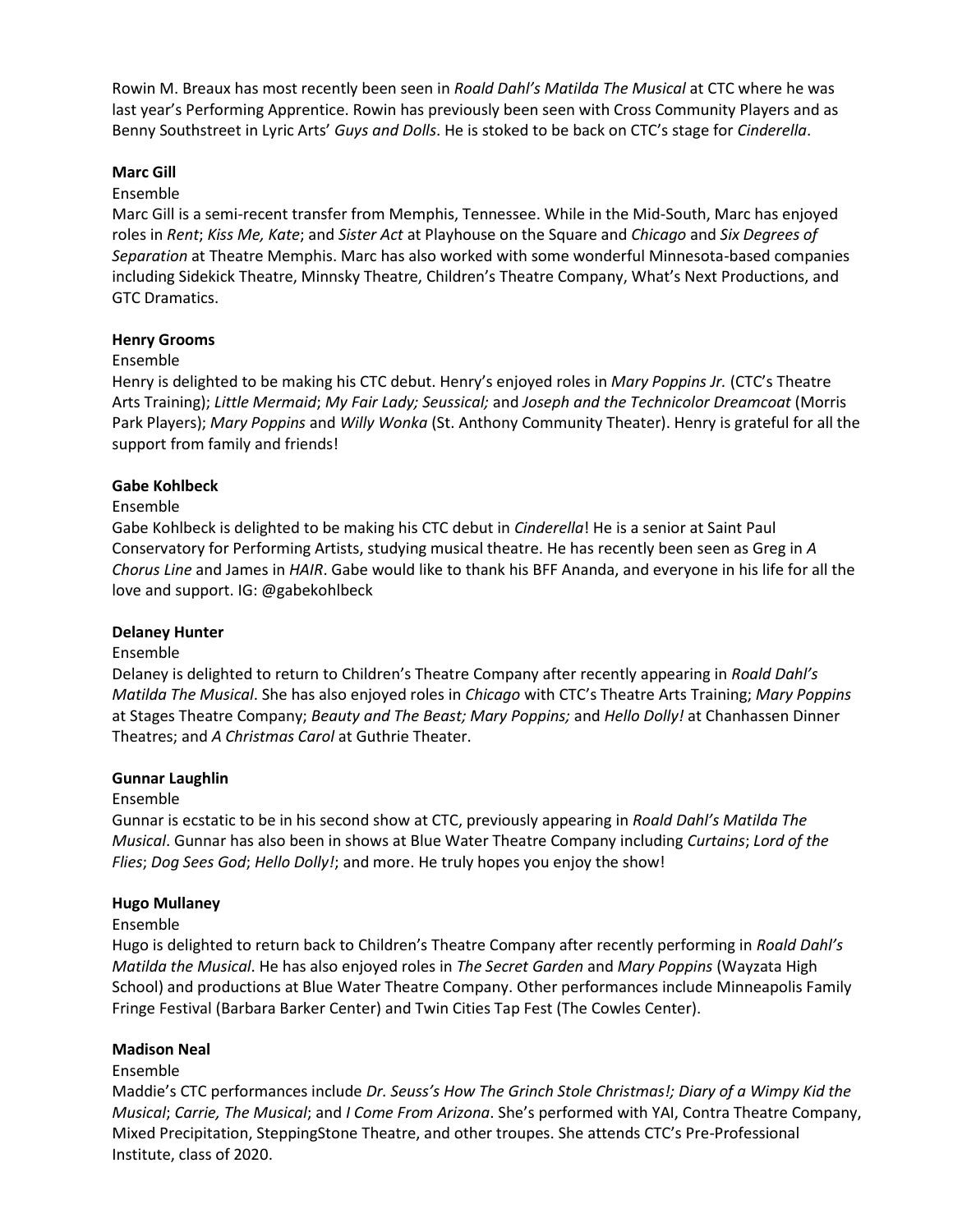Rowin M. Breaux has most recently been seen in *Roald Dahl's Matilda The Musical* at CTC where he was last year's Performing Apprentice. Rowin has previously been seen with Cross Community Players and as Benny Southstreet in Lyric Arts' *Guys and Dolls*. He is stoked to be back on CTC's stage for *Cinderella*.

**Marc Gill**

Ensemble

Marc Gill is a semi-recent transfer from Memphis, Tennessee. While in the Mid-South, Marc has enjoyed roles in *Rent*; *Kiss Me, Kate*; and *Sister Act* at Playhouse on the Square and *Chicago* and *Six Degrees of Separation* at Theatre Memphis. Marc has also worked with some wonderful Minnesota-based companies including Sidekick Theatre, Minnsky Theatre, Children's Theatre Company, What's Next Productions, and GTC Dramatics.

**Henry Grooms**

Ensemble

Henry is delighted to be making his CTC debut. Henry's enjoyed roles in *Mary Poppins Jr.* (CTC's Theatre Arts Training); *Little Mermaid*; *My Fair Lady; Seussical;* and *Joseph and the Technicolor Dreamcoat* (Morris Park Players); *Mary Poppins* and *Willy Wonka* (St. Anthony Community Theater). Henry is grateful for all the support from family and friends!

**Gabe Kohlbeck**

Ensemble

Gabe Kohlbeck is delighted to be making his CTC debut in *Cinderella*! He is a senior at Saint Paul Conservatory for Performing Artists, studying musical theatre. He has recently been seen as Greg in *A Chorus Line* and James in *HAIR*. Gabe would like to thank his BFF Ananda, and everyone in his life for all the love and support. IG: @gabekohlbeck

**Delaney Hunter**

Ensemble

Delaney is delighted to return to Children's Theatre Company after recently appearing in *Roald Dahl's Matilda The Musical*. She has also enjoyed roles in *Chicago* with CTC's Theatre Arts Training; *Mary Poppins* at Stages Theatre Company; *Beauty and The Beast; Mary Poppins;* and *Hello Dolly!* at Chanhassen Dinner Theatres; and *A Christmas Carol* at Guthrie Theater.

**Gunnar Laughlin**

Ensemble

Gunnar is ecstatic to be in his second show at CTC, previously appearing in *Roald Dahl's Matilda The Musical*. Gunnar has also been in shows at Blue Water Theatre Company including *Curtains*; *Lord of the Flies*; *Dog Sees God*; *Hello Dolly!*; and more. He truly hopes you enjoy the show!

**Hugo Mullaney**

Ensemble

Hugo is delighted to return back to Children's Theatre Company after recently performing in *Roald Dahl's Matilda the Musical*. He has also enjoyed roles in *The Secret Garden* and *Mary Poppins* (Wayzata High School) and productions at Blue Water Theatre Company. Other performances include Minneapolis Family Fringe Festival (Barbara Barker Center) and Twin Cities Tap Fest (The Cowles Center).

**Madison Neal**

Ensemble

Maddie's CTC performances include *Dr. Seuss's How The Grinch Stole Christmas!; Diary of a Wimpy Kid the Musical*; *Carrie, The Musical*; and *I Come From Arizona*. She's performed with YAI, Contra Theatre Company, Mixed Precipitation, SteppingStone Theatre, and other troupes. She attends CTC's Pre-Professional Institute, class of 2020.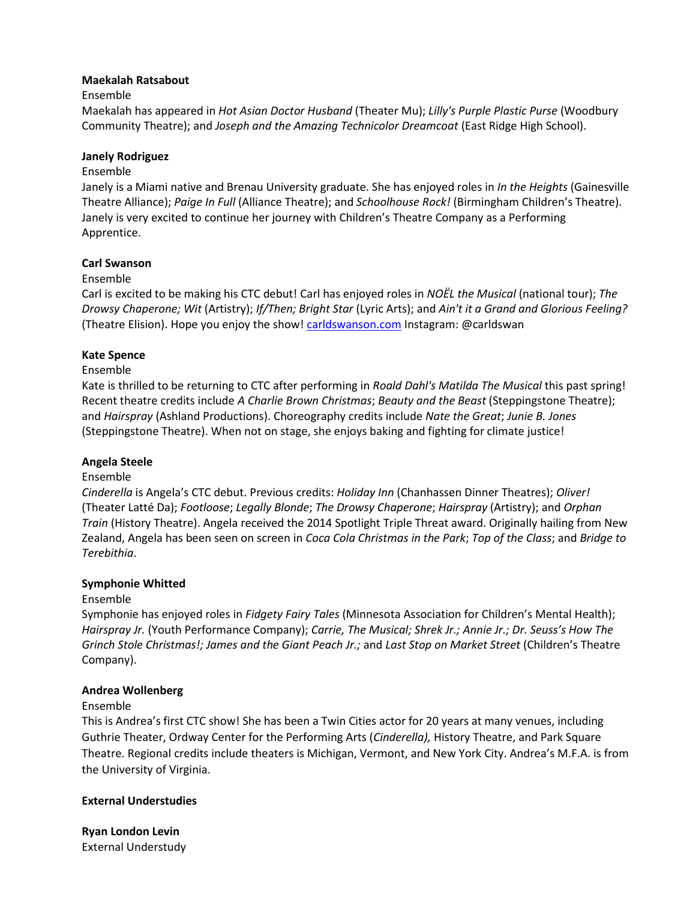**Maekalah Ratsabout**
Ensemble
Maekalah has appeared in *Hot Asian Doctor Husband* (Theater Mu); *Lilly's Purple Plastic Purse* (Woodbury Community Theatre); and *Joseph and the Amazing Technicolor Dreamcoat* (East Ridge High School).

**Janely Rodriguez**
Ensemble
Janely is a Miami native and Brenau University graduate. She has enjoyed roles in *In the Heights* (Gainesville Theatre Alliance); *Paige In Full* (Alliance Theatre); and *Schoolhouse Rock!* (Birmingham Children's Theatre). Janely is very excited to continue her journey with Children's Theatre Company as a Performing Apprentice.

**Carl Swanson**
Ensemble
Carl is excited to be making his CTC debut! Carl has enjoyed roles in *NOËL the Musical* (national tour); *The Drowsy Chaperone; Wit* (Artistry); *If/Then; Bright Star* (Lyric Arts); and *Ain't it a Grand and Glorious Feeling?* (Theatre Elision). Hope you enjoy the show! [carldswanson.com](carldswanson.com) Instagram: @carldswan

**Kate Spence**
Ensemble
Kate is thrilled to be returning to CTC after performing in *Roald Dahl's Matilda The Musical* this past spring! Recent theatre credits include *A Charlie Brown Christmas*; *Beauty and the Beast* (Steppingstone Theatre); and *Hairspray* (Ashland Productions). Choreography credits include *Nate the Great*; *Junie B. Jones* (Steppingstone Theatre). When not on stage, she enjoys baking and fighting for climate justice!

**Angela Steele**
Ensemble
*Cinderella* is Angela's CTC debut. Previous credits: *Holiday Inn* (Chanhassen Dinner Theatres); *Oliver!* (Theater Latté Da); *Footloose*; *Legally Blonde*; *The Drowsy Chaperone*; *Hairspray* (Artistry); and *Orphan Train* (History Theatre). Angela received the 2014 Spotlight Triple Threat award. Originally hailing from New Zealand, Angela has been seen on screen in *Coca Cola Christmas in the Park*; *Top of the Class*; and *Bridge to Terebithia*.

**Symphonie Whitted**
Ensemble
Symphonie has enjoyed roles in *Fidgety Fairy Tales* (Minnesota Association for Children's Mental Health); *Hairspray Jr.* (Youth Performance Company); *Carrie, The Musical; Shrek Jr.; Annie Jr.; Dr. Seuss's How The Grinch Stole Christmas!; James and the Giant Peach Jr.;* and *Last Stop on Market Street* (Children's Theatre Company).

**Andrea Wollenberg**
Ensemble
This is Andrea's first CTC show! She has been a Twin Cities actor for 20 years at many venues, including Guthrie Theater, Ordway Center for the Performing Arts (*Cinderella),* History Theatre, and Park Square Theatre. Regional credits include theaters is Michigan, Vermont, and New York City. Andrea's M.F.A. is from the University of Virginia.

**External Understudies**

**Ryan London Levin**
External Understudy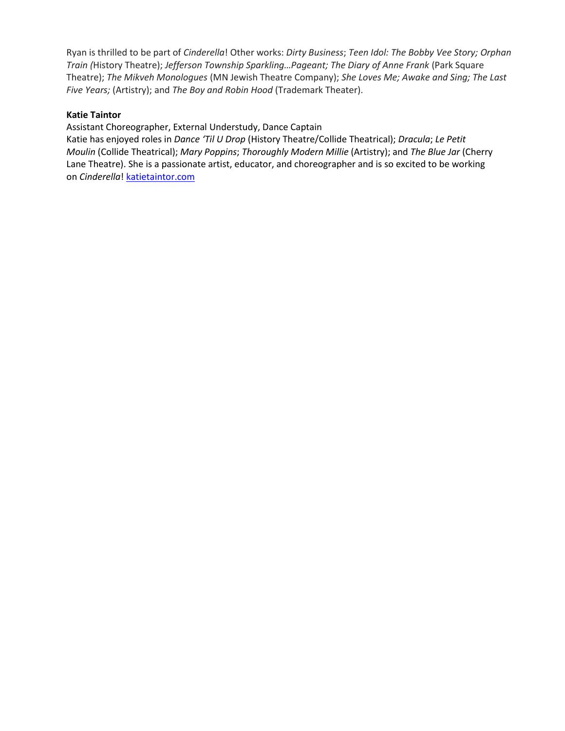Ryan is thrilled to be part of *Cinderella*! Other works: *Dirty Business*; *Teen Idol: The Bobby Vee Story; Orphan Train (*History Theatre); *Jefferson Township Sparkling…Pageant; The Diary of Anne Frank* (Park Square Theatre); *The Mikveh Monologues* (MN Jewish Theatre Company); *She Loves Me; Awake and Sing; The Last Five Years;* (Artistry); and *The Boy and Robin Hood* (Trademark Theater).

**Katie Taintor**

Assistant Choreographer, External Understudy, Dance Captain

Katie has enjoyed roles in *Dance 'Til U Drop* (History Theatre/Collide Theatrical); *Dracula*; *Le Petit Moulin* (Collide Theatrical); *Mary Poppins*; *Thoroughly Modern Millie* (Artistry); and *The Blue Jar* (Cherry Lane Theatre). She is a passionate artist, educator, and choreographer and is so excited to be working on *Cinderella*! [katietaintor.com](katietaintor.com)